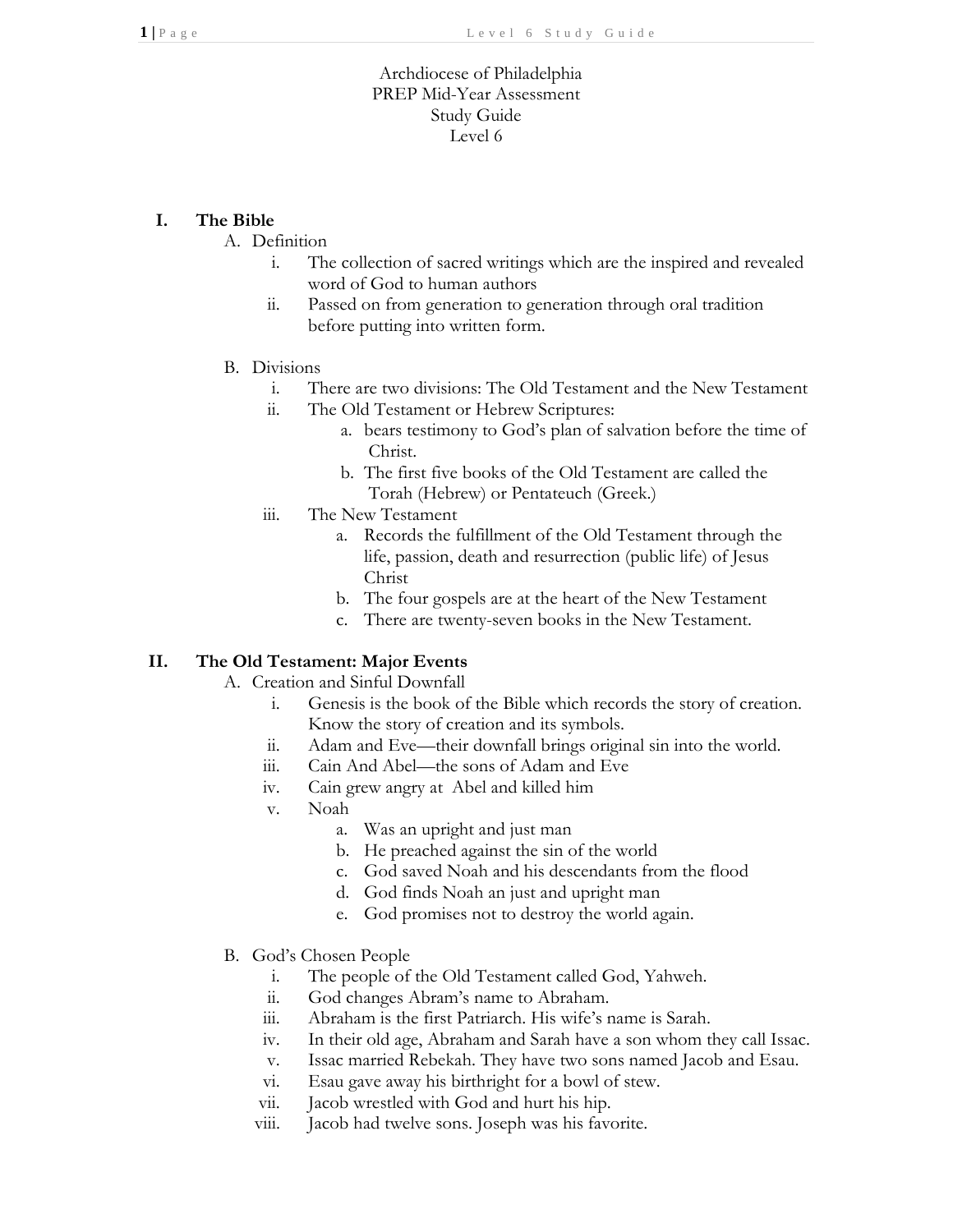Archdiocese of Philadelphia
PREP Mid-Year Assessment
Study Guide
Level 6

## I. The Bible

A. Definition

i. The collection of sacred writings which are the inspired and revealed word of God to human authors

ii. Passed on from generation to generation through oral tradition before putting into written form.

B. Divisions

i. There are two divisions: The Old Testament and the New Testament

ii. The Old Testament or Hebrew Scriptures:

a. bears testimony to God's plan of salvation before the time of Christ.

b. The first five books of the Old Testament are called the Torah (Hebrew) or Pentateuch (Greek.)

iii. The New Testament

a. Records the fulfillment of the Old Testament through the life, passion, death and resurrection (public life) of Jesus Christ

b. The four gospels are at the heart of the New Testament

c. There are twenty-seven books in the New Testament.

## II. The Old Testament: Major Events

A. Creation and Sinful Downfall

i. Genesis is the book of the Bible which records the story of creation. Know the story of creation and its symbols.

ii. Adam and Eve—their downfall brings original sin into the world.

iii. Cain And Abel—the sons of Adam and Eve

iv. Cain grew angry at Abel and killed him

v. Noah

a. Was an upright and just man

b. He preached against the sin of the world

c. God saved Noah and his descendants from the flood

d. God finds Noah an just and upright man

e. God promises not to destroy the world again.

B. God's Chosen People

i. The people of the Old Testament called God, Yahweh.

ii. God changes Abram's name to Abraham.

iii. Abraham is the first Patriarch. His wife's name is Sarah.

iv. In their old age, Abraham and Sarah have a son whom they call Issac.

v. Issac married Rebekah. They have two sons named Jacob and Esau.

vi. Esau gave away his birthright for a bowl of stew.

vii. Jacob wrestled with God and hurt his hip.

viii. Jacob had twelve sons. Joseph was his favorite.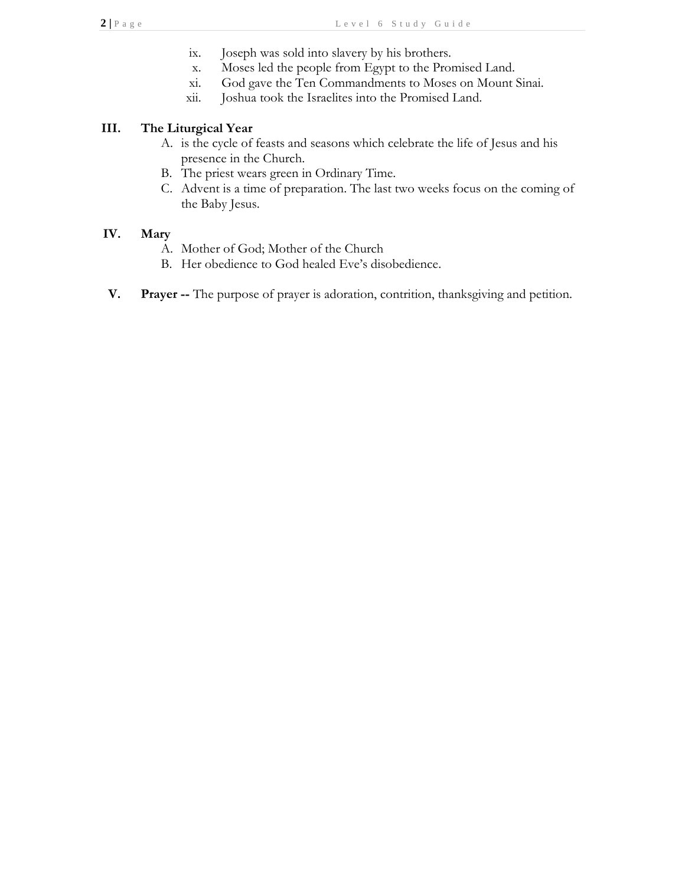ix. Joseph was sold into slavery by his brothers.
x. Moses led the people from Egypt to the Promised Land.
xi. God gave the Ten Commandments to Moses on Mount Sinai.
xii. Joshua took the Israelites into the Promised Land.

**III. The Liturgical Year**

A. is the cycle of feasts and seasons which celebrate the life of Jesus and his presence in the Church.
B. The priest wears green in Ordinary Time.
C. Advent is a time of preparation. The last two weeks focus on the coming of the Baby Jesus.

**IV. Mary**

A. Mother of God; Mother of the Church
B. Her obedience to God healed Eve's disobedience.

**V. Prayer --** The purpose of prayer is adoration, contrition, thanksgiving and petition.